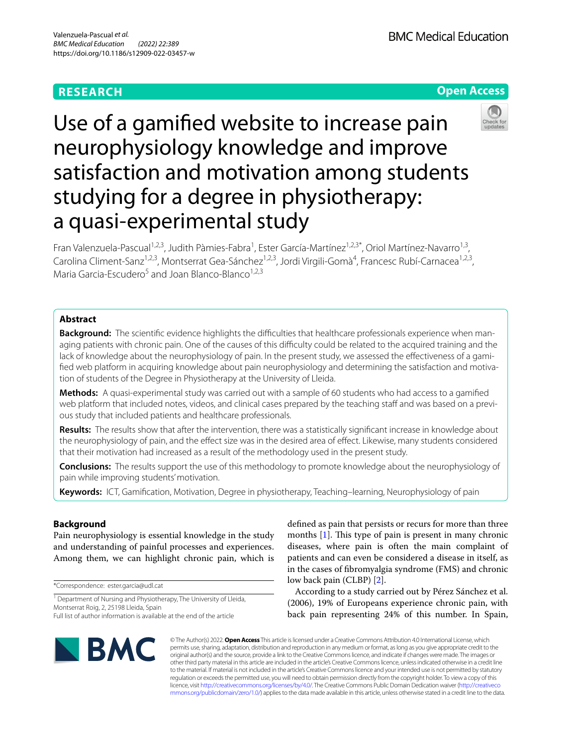RESEARCH

Open Access

# Use of a gamified website to increase pain neurophysiology knowledge and improve satisfaction and motivation among students studying for a degree in physiotherapy: a quasi-experimental study

Fran Valenzuela-Pascual[1,2,3], Judith Pàmies-Fabra[1], Ester García-Martínez[1,2,3*], Oriol Martínez-Navarro[1,3], Carolina Climent-Sanz[1,2,3], Montserrat Gea-Sánchez[1,2,3], Jordi Virgili-Gomà[4], Francesc Rubí-Carnacea[1,2,3], Maria Garcia-Escudero[5] and Joan Blanco-Blanco[1,2,3]

## Abstract

**Background:** The scientific evidence highlights the difficulties that healthcare professionals experience when managing patients with chronic pain. One of the causes of this difficulty could be related to the acquired training and the lack of knowledge about the neurophysiology of pain. In the present study, we assessed the effectiveness of a gamified web platform in acquiring knowledge about pain neurophysiology and determining the satisfaction and motivation of students of the Degree in Physiotherapy at the University of Lleida.

**Methods:** A quasi-experimental study was carried out with a sample of 60 students who had access to a gamified web platform that included notes, videos, and clinical cases prepared by the teaching staff and was based on a previous study that included patients and healthcare professionals.

**Results:** The results show that after the intervention, there was a statistically significant increase in knowledge about the neurophysiology of pain, and the effect size was in the desired area of effect. Likewise, many students considered that their motivation had increased as a result of the methodology used in the present study.

**Conclusions:** The results support the use of this methodology to promote knowledge about the neurophysiology of pain while improving students' motivation.

**Keywords:** ICT, Gamification, Motivation, Degree in physiotherapy, Teaching–learning, Neurophysiology of pain

## Background

Pain neurophysiology is essential knowledge in the study and understanding of painful processes and experiences. Among them, we can highlight chronic pain, which is defined as pain that persists or recurs for more than three months [1]. This type of pain is present in many chronic diseases, where pain is often the main complaint of patients and can even be considered a disease in itself, as in the cases of fibromyalgia syndrome (FMS) and chronic low back pain (CLBP) [2].

According to a study carried out by Pérez Sánchez et al. (2006), 19% of Europeans experience chronic pain, with back pain representing 24% of this number. In Spain,

*Correspondence: ester.garcia@udl.cat

[1] Department of Nursing and Physiotherapy, The University of Lleida, Montserrat Roig, 2, 25198 Lleida, Spain

Full list of author information is available at the end of the article

© The Author(s) 2022. **Open Access** This article is licensed under a Creative Commons Attribution 4.0 International License, which permits use, sharing, adaptation, distribution and reproduction in any medium or format, as long as you give appropriate credit to the original author(s) and the source, provide a link to the Creative Commons licence, and indicate if changes were made. The images or other third party material in this article are included in the article's Creative Commons licence, unless indicated otherwise in a credit line to the material. If material is not included in the article's Creative Commons licence and your intended use is not permitted by statutory regulation or exceeds the permitted use, you will need to obtain permission directly from the copyright holder. To view a copy of this licence, visit http://creativecommons.org/licenses/by/4.0/. The Creative Commons Public Domain Dedication waiver (http://creativecommons.org/publicdomain/zero/1.0/) applies to the data made available in this article, unless otherwise stated in a credit line to the data.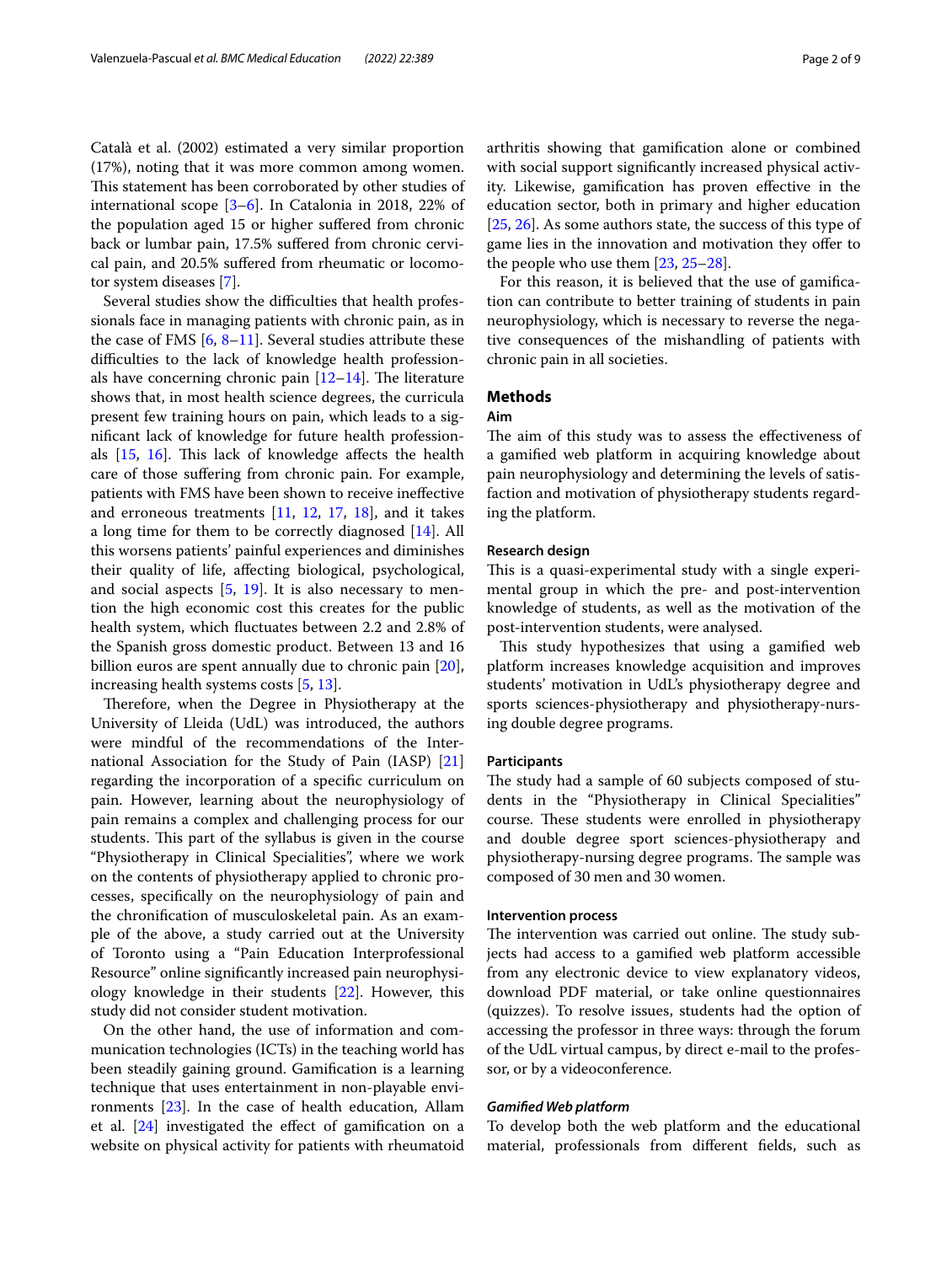Català et al. (2002) estimated a very similar proportion (17%), noting that it was more common among women. This statement has been corroborated by other studies of international scope [3–6]. In Catalonia in 2018, 22% of the population aged 15 or higher suffered from chronic back or lumbar pain, 17.5% suffered from chronic cervical pain, and 20.5% suffered from rheumatic or locomotor system diseases [7].

Several studies show the difficulties that health professionals face in managing patients with chronic pain, as in the case of FMS [6, 8–11]. Several studies attribute these difficulties to the lack of knowledge health professionals have concerning chronic pain [12–14]. The literature shows that, in most health science degrees, the curricula present few training hours on pain, which leads to a significant lack of knowledge for future health professionals [15, 16]. This lack of knowledge affects the health care of those suffering from chronic pain. For example, patients with FMS have been shown to receive ineffective and erroneous treatments [11, 12, 17, 18], and it takes a long time for them to be correctly diagnosed [14]. All this worsens patients' painful experiences and diminishes their quality of life, affecting biological, psychological, and social aspects [5, 19]. It is also necessary to mention the high economic cost this creates for the public health system, which fluctuates between 2.2 and 2.8% of the Spanish gross domestic product. Between 13 and 16 billion euros are spent annually due to chronic pain [20], increasing health systems costs [5, 13].

Therefore, when the Degree in Physiotherapy at the University of Lleida (UdL) was introduced, the authors were mindful of the recommendations of the International Association for the Study of Pain (IASP) [21] regarding the incorporation of a specific curriculum on pain. However, learning about the neurophysiology of pain remains a complex and challenging process for our students. This part of the syllabus is given in the course "Physiotherapy in Clinical Specialities", where we work on the contents of physiotherapy applied to chronic processes, specifically on the neurophysiology of pain and the chronification of musculoskeletal pain. As an example of the above, a study carried out at the University of Toronto using a "Pain Education Interprofessional Resource" online significantly increased pain neurophysiology knowledge in their students [22]. However, this study did not consider student motivation.

On the other hand, the use of information and communication technologies (ICTs) in the teaching world has been steadily gaining ground. Gamification is a learning technique that uses entertainment in non-playable environments [23]. In the case of health education, Allam et al. [24] investigated the effect of gamification on a website on physical activity for patients with rheumatoid arthritis showing that gamification alone or combined with social support significantly increased physical activity. Likewise, gamification has proven effective in the education sector, both in primary and higher education [25, 26]. As some authors state, the success of this type of game lies in the innovation and motivation they offer to the people who use them [23, 25–28].

For this reason, it is believed that the use of gamification can contribute to better training of students in pain neurophysiology, which is necessary to reverse the negative consequences of the mishandling of patients with chronic pain in all societies.

## Methods

### Aim

The aim of this study was to assess the effectiveness of a gamified web platform in acquiring knowledge about pain neurophysiology and determining the levels of satisfaction and motivation of physiotherapy students regarding the platform.

### Research design

This is a quasi-experimental study with a single experimental group in which the pre- and post-intervention knowledge of students, as well as the motivation of the post-intervention students, were analysed.

This study hypothesizes that using a gamified web platform increases knowledge acquisition and improves students' motivation in UdL's physiotherapy degree and sports sciences-physiotherapy and physiotherapy-nursing double degree programs.

### Participants

The study had a sample of 60 subjects composed of students in the "Physiotherapy in Clinical Specialities" course. These students were enrolled in physiotherapy and double degree sport sciences-physiotherapy and physiotherapy-nursing degree programs. The sample was composed of 30 men and 30 women.

### Intervention process

The intervention was carried out online. The study subjects had access to a gamified web platform accessible from any electronic device to view explanatory videos, download PDF material, or take online questionnaires (quizzes). To resolve issues, students had the option of accessing the professor in three ways: through the forum of the UdL virtual campus, by direct e-mail to the professor, or by a videoconference.

#### *Gamified Web platform*

To develop both the web platform and the educational material, professionals from different fields, such as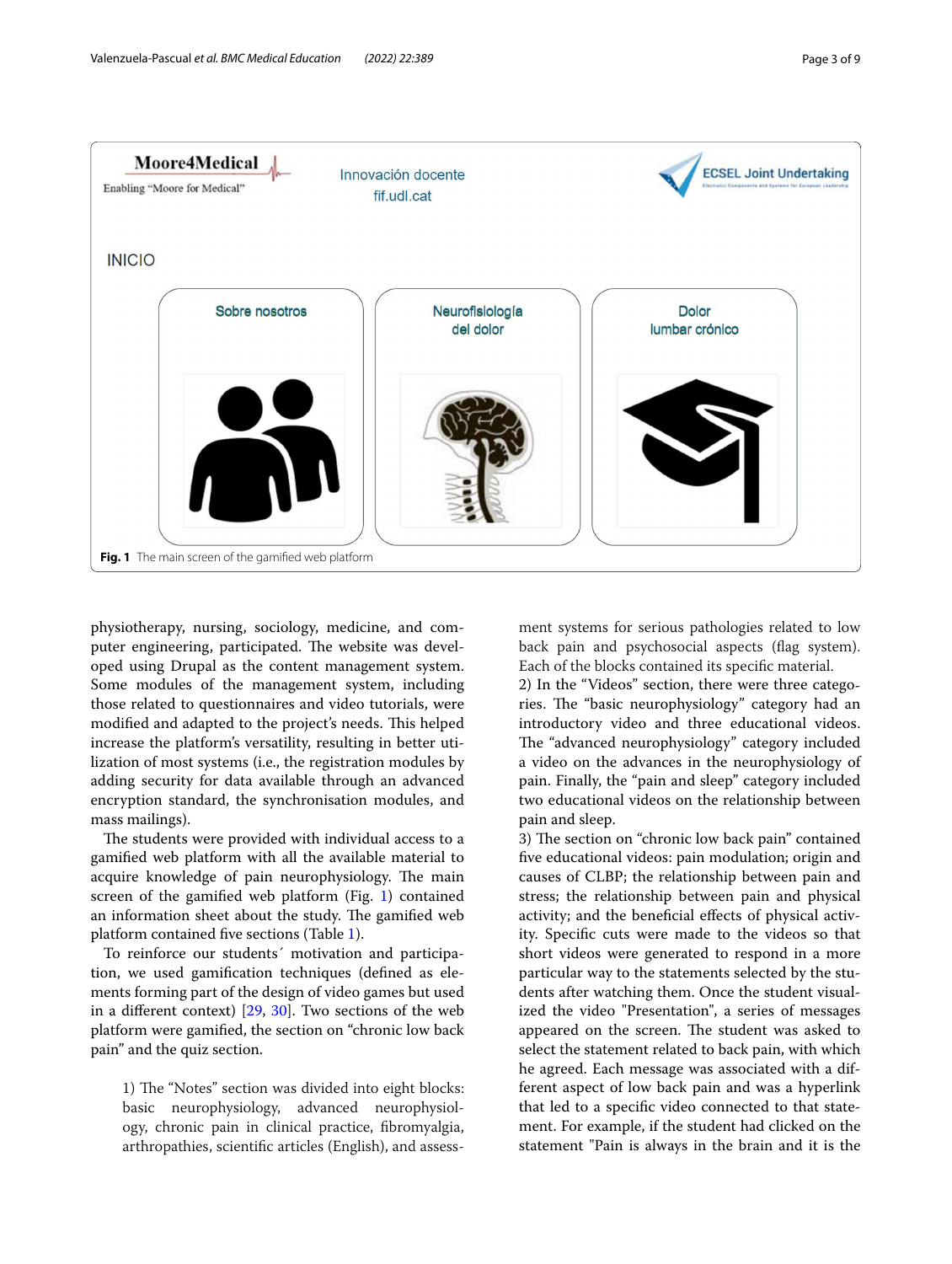Fig. 1 The main screen of the gamified web platform

physiotherapy, nursing, sociology, medicine, and computer engineering, participated. The website was developed using Drupal as the content management system. Some modules of the management system, including those related to questionnaires and video tutorials, were modified and adapted to the project's needs. This helped increase the platform's versatility, resulting in better utilization of most systems (i.e., the registration modules by adding security for data available through an advanced encryption standard, the synchronisation modules, and mass mailings).

The students were provided with individual access to a gamified web platform with all the available material to acquire knowledge of pain neurophysiology. The main screen of the gamified web platform (Fig. 1) contained an information sheet about the study. The gamified web platform contained five sections (Table 1).

To reinforce our students´ motivation and participation, we used gamification techniques (defined as elements forming part of the design of video games but used in a different context) [29, 30]. Two sections of the web platform were gamified, the section on "chronic low back pain" and the quiz section.

1) The "Notes" section was divided into eight blocks: basic neurophysiology, advanced neurophysiology, chronic pain in clinical practice, fibromyalgia, arthropathies, scientific articles (English), and assessment systems for serious pathologies related to low back pain and psychosocial aspects (flag system). Each of the blocks contained its specific material.

2) In the "Videos" section, there were three categories. The "basic neurophysiology" category had an introductory video and three educational videos. The "advanced neurophysiology" category included a video on the advances in the neurophysiology of pain. Finally, the "pain and sleep" category included two educational videos on the relationship between pain and sleep.

3) The section on "chronic low back pain" contained five educational videos: pain modulation; origin and causes of CLBP; the relationship between pain and stress; the relationship between pain and physical activity; and the beneficial effects of physical activity. Specific cuts were made to the videos so that short videos were generated to respond in a more particular way to the statements selected by the students after watching them. Once the student visualized the video "Presentation", a series of messages appeared on the screen. The student was asked to select the statement related to back pain, with which he agreed. Each message was associated with a different aspect of low back pain and was a hyperlink that led to a specific video connected to that statement. For example, if the student had clicked on the statement "Pain is always in the brain and it is the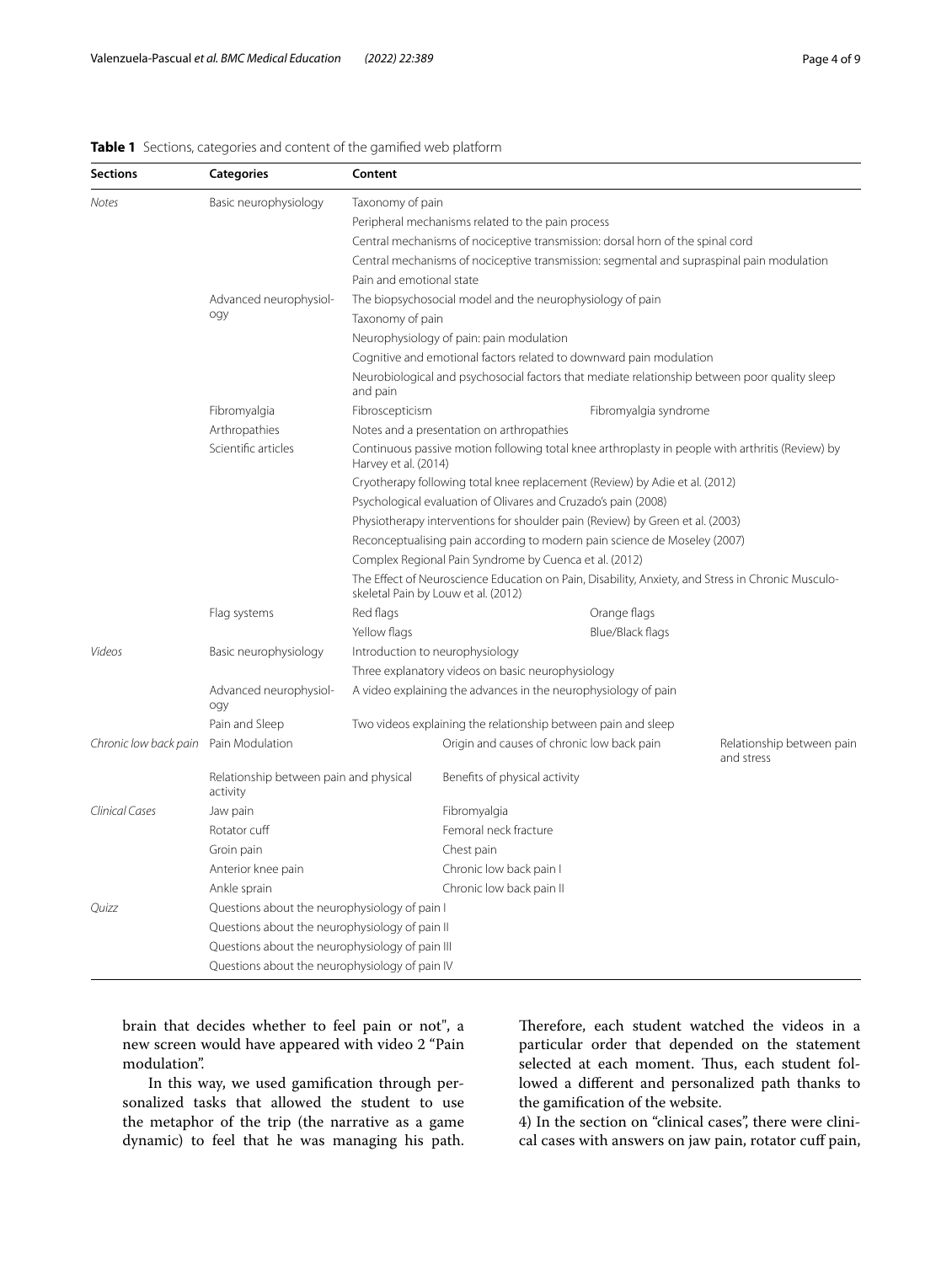**Table 1** Sections, categories and content of the gamified web platform

| Sections | Categories | Content | | |
|---|---|---|---|---|
| *Notes* | Basic neurophysiology | Taxonomy of pain | | |
| | | Peripheral mechanisms related to the pain process | | |
| | | Central mechanisms of nociceptive transmission: dorsal horn of the spinal cord | | |
| | | Central mechanisms of nociceptive transmission: segmental and supraspinal pain modulation | | |
| | | Pain and emotional state | | |
| | Advanced neurophysiology | The biopsychosocial model and the neurophysiology of pain | | |
| | | Taxonomy of pain | | |
| | | Neurophysiology of pain: pain modulation | | |
| | | Cognitive and emotional factors related to downward pain modulation | | |
| | | Neurobiological and psychosocial factors that mediate relationship between poor quality sleep and pain | | |
| | Fibromyalgia | Fibroscepticism | Fibromyalgia syndrome | |
| | Arthropathies | Notes and a presentation on arthropathies | | |
| | Scientific articles | Continuous passive motion following total knee arthroplasty in people with arthritis (Review) by Harvey et al. (2014) | | |
| | | Cryotherapy following total knee replacement (Review) by Adie et al. (2012) | | |
| | | Psychological evaluation of Olivares and Cruzado's pain (2008) | | |
| | | Physiotherapy interventions for shoulder pain (Review) by Green et al. (2003) | | |
| | | Reconceptualising pain according to modern pain science de Moseley (2007) | | |
| | | Complex Regional Pain Syndrome by Cuenca et al. (2012) | | |
| | | The Effect of Neuroscience Education on Pain, Disability, Anxiety, and Stress in Chronic Musculoskeletal Pain by Louw et al. (2012) | | |
| | Flag systems | Red flags | Orange flags | |
| | | Yellow flags | Blue/Black flags | |
| *Videos* | Basic neurophysiology | Introduction to neurophysiology | | |
| | | Three explanatory videos on basic neurophysiology | | |
| | Advanced neurophysiology | A video explaining the advances in the neurophysiology of pain | | |
| | Pain and Sleep | Two videos explaining the relationship between pain and sleep | | |
| *Chronic low back pain* | Pain Modulation | Origin and causes of chronic low back pain | | Relationship between pain and stress |
| | Relationship between pain and physical activity | Benefits of physical activity | | |
| *Clinical Cases* | Jaw pain | Fibromyalgia | | |
| | Rotator cuff | Femoral neck fracture | | |
| | Groin pain | Chest pain | | |
| | Anterior knee pain | Chronic low back pain I | | |
| | Ankle sprain | Chronic low back pain II | | |
| *Quizz* | Questions about the neurophysiology of pain I | | | |
| | Questions about the neurophysiology of pain II | | | |
| | Questions about the neurophysiology of pain III | | | |
| | Questions about the neurophysiology of pain IV | | | |

brain that decides whether to feel pain or not", a new screen would have appeared with video 2 "Pain modulation".

In this way, we used gamification through personalized tasks that allowed the student to use the metaphor of the trip (the narrative as a game dynamic) to feel that he was managing his path. Therefore, each student watched the videos in a particular order that depended on the statement selected at each moment. Thus, each student followed a different and personalized path thanks to the gamification of the website.

4) In the section on "clinical cases", there were clinical cases with answers on jaw pain, rotator cuff pain,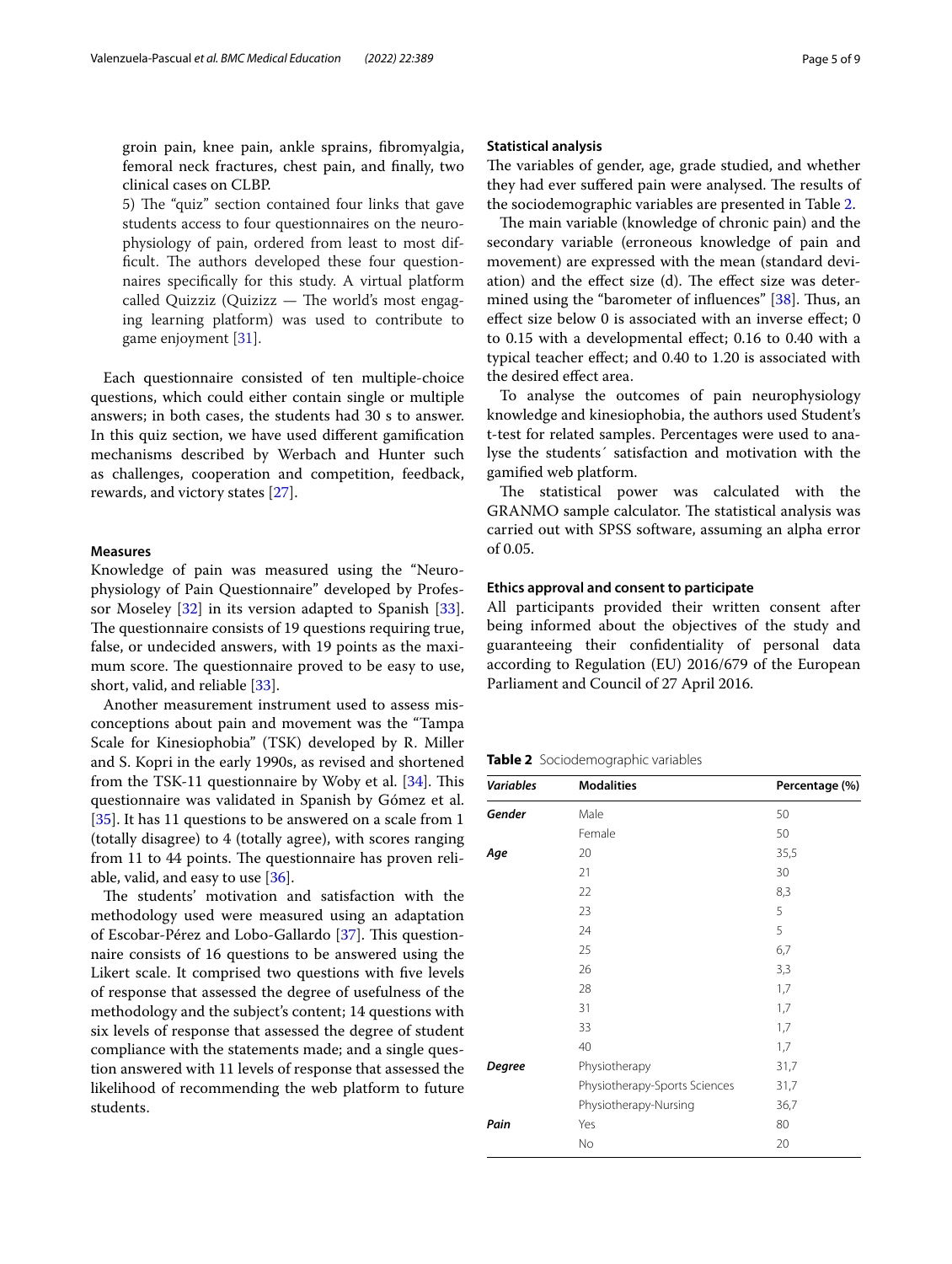groin pain, knee pain, ankle sprains, fibromyalgia, femoral neck fractures, chest pain, and finally, two clinical cases on CLBP.

5) The "quiz" section contained four links that gave students access to four questionnaires on the neurophysiology of pain, ordered from least to most difficult. The authors developed these four questionnaires specifically for this study. A virtual platform called Quizziz (Quizizz — The world's most engaging learning platform) was used to contribute to game enjoyment [31].

Each questionnaire consisted of ten multiple-choice questions, which could either contain single or multiple answers; in both cases, the students had 30 s to answer. In this quiz section, we have used different gamification mechanisms described by Werbach and Hunter such as challenges, cooperation and competition, feedback, rewards, and victory states [27].

### Measures

Knowledge of pain was measured using the "Neurophysiology of Pain Questionnaire" developed by Professor Moseley [32] in its version adapted to Spanish [33]. The questionnaire consists of 19 questions requiring true, false, or undecided answers, with 19 points as the maximum score. The questionnaire proved to be easy to use, short, valid, and reliable [33].

Another measurement instrument used to assess misconceptions about pain and movement was the "Tampa Scale for Kinesiophobia" (TSK) developed by R. Miller and S. Kopri in the early 1990s, as revised and shortened from the TSK-11 questionnaire by Woby et al. [34]. This questionnaire was validated in Spanish by Gómez et al. [35]. It has 11 questions to be answered on a scale from 1 (totally disagree) to 4 (totally agree), with scores ranging from 11 to 44 points. The questionnaire has proven reliable, valid, and easy to use [36].

The students' motivation and satisfaction with the methodology used were measured using an adaptation of Escobar-Pérez and Lobo-Gallardo [37]. This questionnaire consists of 16 questions to be answered using the Likert scale. It comprised two questions with five levels of response that assessed the degree of usefulness of the methodology and the subject's content; 14 questions with six levels of response that assessed the degree of student compliance with the statements made; and a single question answered with 11 levels of response that assessed the likelihood of recommending the web platform to future students.

### Statistical analysis

The variables of gender, age, grade studied, and whether they had ever suffered pain were analysed. The results of the sociodemographic variables are presented in Table 2.

The main variable (knowledge of chronic pain) and the secondary variable (erroneous knowledge of pain and movement) are expressed with the mean (standard deviation) and the effect size (d). The effect size was determined using the "barometer of influences" [38]. Thus, an effect size below 0 is associated with an inverse effect; 0 to 0.15 with a developmental effect; 0.16 to 0.40 with a typical teacher effect; and 0.40 to 1.20 is associated with the desired effect area.

To analyse the outcomes of pain neurophysiology knowledge and kinesiophobia, the authors used Student's t-test for related samples. Percentages were used to analyse the students´ satisfaction and motivation with the gamified web platform.

The statistical power was calculated with the GRANMO sample calculator. The statistical analysis was carried out with SPSS software, assuming an alpha error of 0.05.

### Ethics approval and consent to participate

All participants provided their written consent after being informed about the objectives of the study and guaranteeing their confidentiality of personal data according to Regulation (EU) 2016/679 of the European Parliament and Council of 27 April 2016.

**Table 2** Sociodemographic variables

| *Variables* | Modalities | Percentage (%) |
|---|---|---|
| ***Gender*** | Male | 50 |
| | Female | 50 |
| ***Age*** | 20 | 35,5 |
| | 21 | 30 |
| | 22 | 8,3 |
| | 23 | 5 |
| | 24 | 5 |
| | 25 | 6,7 |
| | 26 | 3,3 |
| | 28 | 1,7 |
| | 31 | 1,7 |
| | 33 | 1,7 |
| | 40 | 1,7 |
| ***Degree*** | Physiotherapy | 31,7 |
| | Physiotherapy-Sports Sciences | 31,7 |
| | Physiotherapy-Nursing | 36,7 |
| ***Pain*** | Yes | 80 |
| | No | 20 |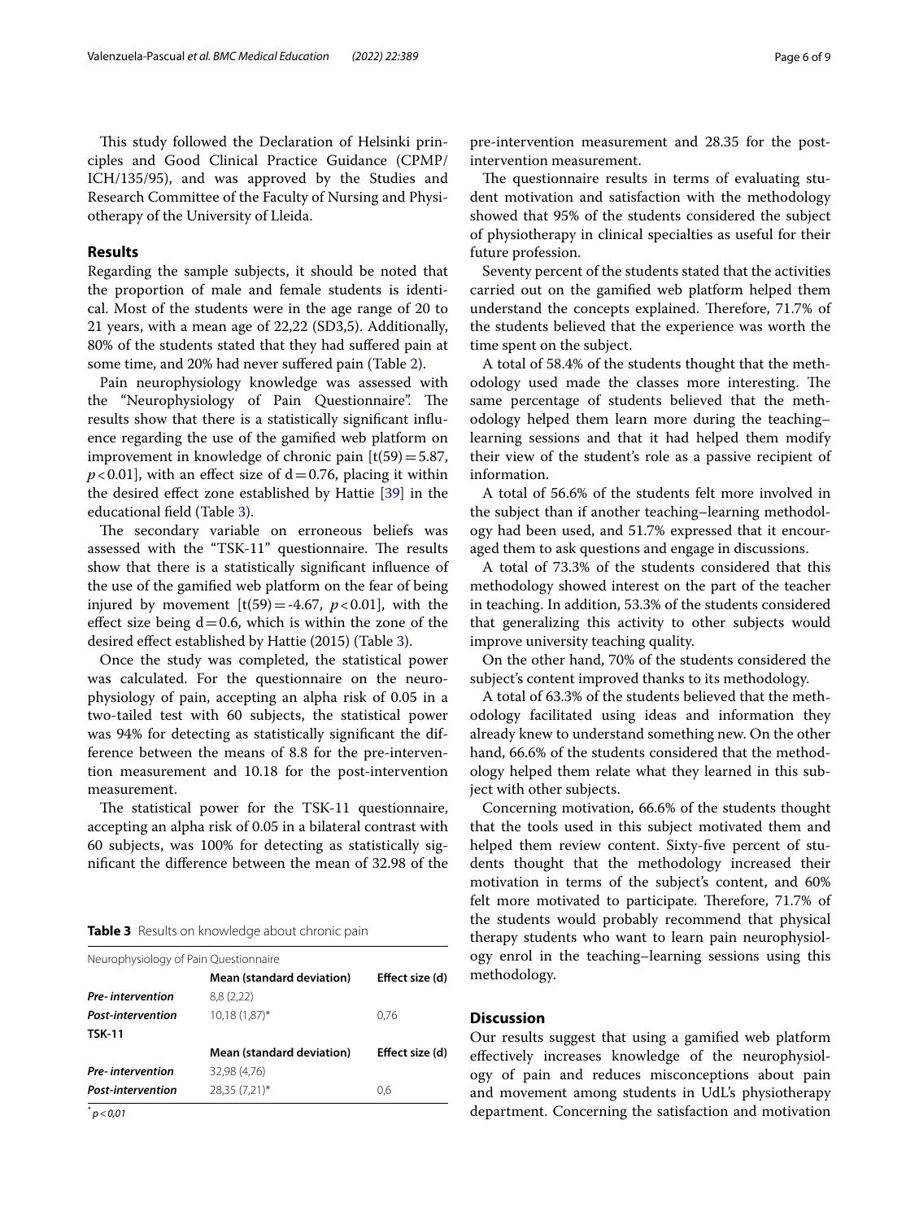This study followed the Declaration of Helsinki principles and Good Clinical Practice Guidance (CPMP/ICH/135/95), and was approved by the Studies and Research Committee of the Faculty of Nursing and Physiotherapy of the University of Lleida.

## Results

Regarding the sample subjects, it should be noted that the proportion of male and female students is identical. Most of the students were in the age range of 20 to 21 years, with a mean age of 22,22 (SD3,5). Additionally, 80% of the students stated that they had suffered pain at some time, and 20% had never suffered pain (Table 2).

Pain neurophysiology knowledge was assessed with the "Neurophysiology of Pain Questionnaire". The results show that there is a statistically significant influence regarding the use of the gamified web platform on improvement in knowledge of chronic pain [$t(59) = 5.87$, $p < 0.01$], with an effect size of $d = 0.76$, placing it within the desired effect zone established by Hattie [39] in the educational field (Table 3).

The secondary variable on erroneous beliefs was assessed with the "TSK-11" questionnaire. The results show that there is a statistically significant influence of the use of the gamified web platform on the fear of being injured by movement [$t(59) = -4.67$, $p < 0.01$], with the effect size being $d = 0.6$, which is within the zone of the desired effect established by Hattie (2015) (Table 3).

Once the study was completed, the statistical power was calculated. For the questionnaire on the neurophysiology of pain, accepting an alpha risk of 0.05 in a two-tailed test with 60 subjects, the statistical power was 94% for detecting as statistically significant the difference between the means of 8.8 for the pre-intervention measurement and 10.18 for the post-intervention measurement.

The statistical power for the TSK-11 questionnaire, accepting an alpha risk of 0.05 in a bilateral contrast with 60 subjects, was 100% for detecting as statistically significant the difference between the mean of 32.98 of the pre-intervention measurement and 28.35 for the post-intervention measurement.

The questionnaire results in terms of evaluating student motivation and satisfaction with the methodology showed that 95% of the students considered the subject of physiotherapy in clinical specialties as useful for their future profession.

Seventy percent of the students stated that the activities carried out on the gamified web platform helped them understand the concepts explained. Therefore, 71.7% of the students believed that the experience was worth the time spent on the subject.

A total of 58.4% of the students thought that the methodology used made the classes more interesting. The same percentage of students believed that the methodology helped them learn more during the teaching–learning sessions and that it had helped them modify their view of the student's role as a passive recipient of information.

A total of 56.6% of the students felt more involved in the subject than if another teaching–learning methodology had been used, and 51.7% expressed that it encouraged them to ask questions and engage in discussions.

A total of 73.3% of the students considered that this methodology showed interest on the part of the teacher in teaching. In addition, 53.3% of the students considered that generalizing this activity to other subjects would improve university teaching quality.

On the other hand, 70% of the students considered the subject's content improved thanks to its methodology.

A total of 63.3% of the students believed that the methodology facilitated using ideas and information they already knew to understand something new. On the other hand, 66.6% of the students considered that the methodology helped them relate what they learned in this subject with other subjects.

Concerning motivation, 66.6% of the students thought that the tools used in this subject motivated them and helped them review content. Sixty-five percent of students thought that the methodology increased their motivation in terms of the subject's content, and 60% felt more motivated to participate. Therefore, 71.7% of the students would probably recommend that physical therapy students who want to learn pain neurophysiology enrol in the teaching–learning sessions using this methodology.

**Table 3** Results on knowledge about chronic pain

| Neurophysiology of Pain Questionnaire | | |
|---|---|---|
| | **Mean (standard deviation)** | **Effect size (d)** |
| ***Pre- intervention*** | 8,8 (2,22) | |
| ***Post-intervention*** | 10,18 (1,87)* | 0,76 |
| **TSK-11** | | |
| | **Mean (standard deviation)** | **Effect size (d)** |
| ***Pre- intervention*** | 32,98 (4,76) | |
| ***Post-intervention*** | 28,35 (7,21)* | 0,6 |

* *p < 0,01*

## Discussion

Our results suggest that using a gamified web platform effectively increases knowledge of the neurophysiology of pain and reduces misconceptions about pain and movement among students in UdL's physiotherapy department. Concerning the satisfaction and motivation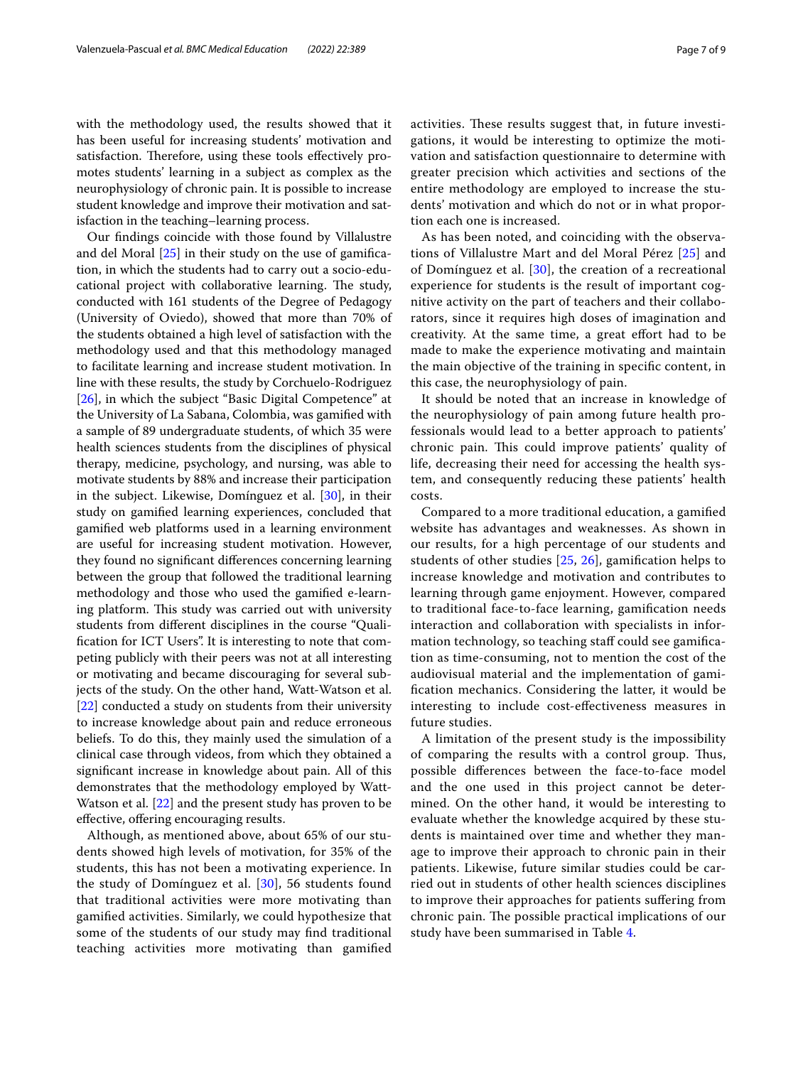with the methodology used, the results showed that it has been useful for increasing students' motivation and satisfaction. Therefore, using these tools effectively promotes students' learning in a subject as complex as the neurophysiology of chronic pain. It is possible to increase student knowledge and improve their motivation and satisfaction in the teaching–learning process.

Our findings coincide with those found by Villalustre and del Moral [25] in their study on the use of gamification, in which the students had to carry out a socio-educational project with collaborative learning. The study, conducted with 161 students of the Degree of Pedagogy (University of Oviedo), showed that more than 70% of the students obtained a high level of satisfaction with the methodology used and that this methodology managed to facilitate learning and increase student motivation. In line with these results, the study by Corchuelo-Rodriguez [26], in which the subject "Basic Digital Competence" at the University of La Sabana, Colombia, was gamified with a sample of 89 undergraduate students, of which 35 were health sciences students from the disciplines of physical therapy, medicine, psychology, and nursing, was able to motivate students by 88% and increase their participation in the subject. Likewise, Domínguez et al. [30], in their study on gamified learning experiences, concluded that gamified web platforms used in a learning environment are useful for increasing student motivation. However, they found no significant differences concerning learning between the group that followed the traditional learning methodology and those who used the gamified e-learning platform. This study was carried out with university students from different disciplines in the course "Qualification for ICT Users". It is interesting to note that competing publicly with their peers was not at all interesting or motivating and became discouraging for several subjects of the study. On the other hand, Watt-Watson et al. [22] conducted a study on students from their university to increase knowledge about pain and reduce erroneous beliefs. To do this, they mainly used the simulation of a clinical case through videos, from which they obtained a significant increase in knowledge about pain. All of this demonstrates that the methodology employed by Watt-Watson et al. [22] and the present study has proven to be effective, offering encouraging results.

Although, as mentioned above, about 65% of our students showed high levels of motivation, for 35% of the students, this has not been a motivating experience. In the study of Domínguez et al. [30], 56 students found that traditional activities were more motivating than gamified activities. Similarly, we could hypothesize that some of the students of our study may find traditional teaching activities more motivating than gamified activities. These results suggest that, in future investigations, it would be interesting to optimize the motivation and satisfaction questionnaire to determine with greater precision which activities and sections of the entire methodology are employed to increase the students' motivation and which do not or in what proportion each one is increased.

As has been noted, and coinciding with the observations of Villalustre Mart and del Moral Pérez [25] and of Domínguez et al. [30], the creation of a recreational experience for students is the result of important cognitive activity on the part of teachers and their collaborators, since it requires high doses of imagination and creativity. At the same time, a great effort had to be made to make the experience motivating and maintain the main objective of the training in specific content, in this case, the neurophysiology of pain.

It should be noted that an increase in knowledge of the neurophysiology of pain among future health professionals would lead to a better approach to patients' chronic pain. This could improve patients' quality of life, decreasing their need for accessing the health system, and consequently reducing these patients' health costs.

Compared to a more traditional education, a gamified website has advantages and weaknesses. As shown in our results, for a high percentage of our students and students of other studies [25, 26], gamification helps to increase knowledge and motivation and contributes to learning through game enjoyment. However, compared to traditional face-to-face learning, gamification needs interaction and collaboration with specialists in information technology, so teaching staff could see gamification as time-consuming, not to mention the cost of the audiovisual material and the implementation of gamification mechanics. Considering the latter, it would be interesting to include cost-effectiveness measures in future studies.

A limitation of the present study is the impossibility of comparing the results with a control group. Thus, possible differences between the face-to-face model and the one used in this project cannot be determined. On the other hand, it would be interesting to evaluate whether the knowledge acquired by these students is maintained over time and whether they manage to improve their approach to chronic pain in their patients. Likewise, future similar studies could be carried out in students of other health sciences disciplines to improve their approaches for patients suffering from chronic pain. The possible practical implications of our study have been summarised in Table 4.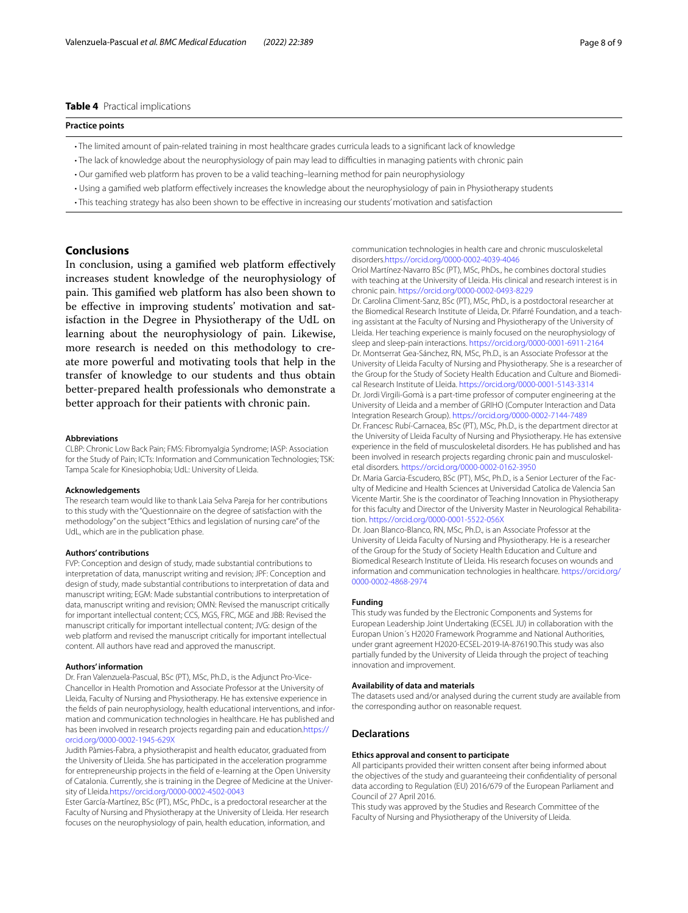**Table 4** Practical implications

| Practice points |
| --- |
| • The limited amount of pain-related training in most healthcare grades curricula leads to a significant lack of knowledge |
| • The lack of knowledge about the neurophysiology of pain may lead to difficulties in managing patients with chronic pain |
| • Our gamified web platform has proven to be a valid teaching–learning method for pain neurophysiology |
| • Using a gamified web platform effectively increases the knowledge about the neurophysiology of pain in Physiotherapy students |
| • This teaching strategy has also been shown to be effective in increasing our students' motivation and satisfaction |

## Conclusions

In conclusion, using a gamified web platform effectively increases student knowledge of the neurophysiology of pain. This gamified web platform has also been shown to be effective in improving students' motivation and satisfaction in the Degree in Physiotherapy of the UdL on learning about the neurophysiology of pain. Likewise, more research is needed on this methodology to create more powerful and motivating tools that help in the transfer of knowledge to our students and thus obtain better-prepared health professionals who demonstrate a better approach for their patients with chronic pain.

#### Abbreviations

CLBP: Chronic Low Back Pain; FMS: Fibromyalgia Syndrome; IASP: Association for the Study of Pain; ICTs: Information and Communication Technologies; TSK: Tampa Scale for Kinesiophobia; UdL: University of Lleida.

#### Acknowledgements

The research team would like to thank Laia Selva Pareja for her contributions to this study with the "Questionnaire on the degree of satisfaction with the methodology" on the subject "Ethics and legislation of nursing care" of the UdL, which are in the publication phase.

#### Authors' contributions

FVP: Conception and design of study, made substantial contributions to interpretation of data, manuscript writing and revision; JPF: Conception and design of study, made substantial contributions to interpretation of data and manuscript writing; EGM: Made substantial contributions to interpretation of data, manuscript writing and revision; OMN: Revised the manuscript critically for important intellectual content; CCS, MGS, FRC, MGE and JBB: Revised the manuscript critically for important intellectual content; JVG: design of the web platform and revised the manuscript critically for important intellectual content. All authors have read and approved the manuscript.

#### Authors' information

Dr. Fran Valenzuela-Pascual, BSc (PT), MSc, Ph.D., is the Adjunct Pro-Vice-Chancellor in Health Promotion and Associate Professor at the University of Lleida, Faculty of Nursing and Physiotherapy. He has extensive experience in the fields of pain neurophysiology, health educational interventions, and information and communication technologies in healthcare. He has published and has been involved in research projects regarding pain and education.https://orcid.org/0000-0002-1945-629X

Judith Pàmies-Fabra, a physiotherapist and health educator, graduated from the University of Lleida. She has participated in the acceleration programme for entrepreneurship projects in the field of e-learning at the Open University of Catalonia. Currently, she is training in the Degree of Medicine at the University of Lleida.https://orcid.org/0000-0002-4502-0043

Ester García-Martínez, BSc (PT), MSc, PhDc., is a predoctoral researcher at the Faculty of Nursing and Physiotherapy at the University of Lleida. Her research focuses on the neurophysiology of pain, health education, information, and communication technologies in health care and chronic musculoskeletal disorders.https://orcid.org/0000-0002-4039-4046

Oriol Martínez-Navarro BSc (PT), MSc, PhDs., he combines doctoral studies with teaching at the University of Lleida. His clinical and research interest is in chronic pain. https://orcid.org/0000-0002-0493-8229

Dr. Carolina Climent-Sanz, BSc (PT), MSc, PhD., is a postdoctoral researcher at the Biomedical Research Institute of Lleida, Dr. Pifarré Foundation, and a teaching assistant at the Faculty of Nursing and Physiotherapy of the University of Lleida. Her teaching experience is mainly focused on the neurophysiology of sleep and sleep-pain interactions. https://orcid.org/0000-0001-6911-2164

Dr. Montserrat Gea-Sánchez, RN, MSc, Ph.D., is an Associate Professor at the University of Lleida Faculty of Nursing and Physiotherapy. She is a researcher of the Group for the Study of Society Health Education and Culture and Biomedical Research Institute of Lleida. https://orcid.org/0000-0001-5143-3314

Dr. Jordi Virgili-Gomà is a part-time professor of computer engineering at the University of Lleida and a member of GRIHO (Computer Interaction and Data Integration Research Group). https://orcid.org/0000-0002-7144-7489

Dr. Francesc Rubí-Carnacea, BSc (PT), MSc, Ph.D., is the department director at the University of Lleida Faculty of Nursing and Physiotherapy. He has extensive experience in the field of musculoskeletal disorders. He has published and has been involved in research projects regarding chronic pain and musculoskeletal disorders. https://orcid.org/0000-0002-0162-3950

Dr. Maria Garcia-Escudero, BSc (PT), MSc, Ph.D., is a Senior Lecturer of the Faculty of Medicine and Health Sciences at Universidad Catolica de Valencia San Vicente Martir. She is the coordinator of Teaching Innovation in Physiotherapy for this faculty and Director of the University Master in Neurological Rehabilitation. https://orcid.org/0000-0001-5522-056X

Dr. Joan Blanco-Blanco, RN, MSc, Ph.D., is an Associate Professor at the University of Lleida Faculty of Nursing and Physiotherapy. He is a researcher of the Group for the Study of Society Health Education and Culture and Biomedical Research Institute of Lleida. His research focuses on wounds and information and communication technologies in healthcare. https://orcid.org/0000-0002-4868-2974

#### Funding

This study was funded by the Electronic Components and Systems for European Leadership Joint Undertaking (ECSEL JU) in collaboration with the Europan Union´s H2020 Framework Programme and National Authorities, under grant agreement H2020-ECSEL-2019-IA-876190.This study was also partially funded by the University of Lleida through the project of teaching innovation and improvement.

#### Availability of data and materials

The datasets used and/or analysed during the current study are available from the corresponding author on reasonable request.

## Declarations

#### Ethics approval and consent to participate

All participants provided their written consent after being informed about the objectives of the study and guaranteeing their confidentiality of personal data according to Regulation (EU) 2016/679 of the European Parliament and Council of 27 April 2016.

This study was approved by the Studies and Research Committee of the Faculty of Nursing and Physiotherapy of the University of Lleida.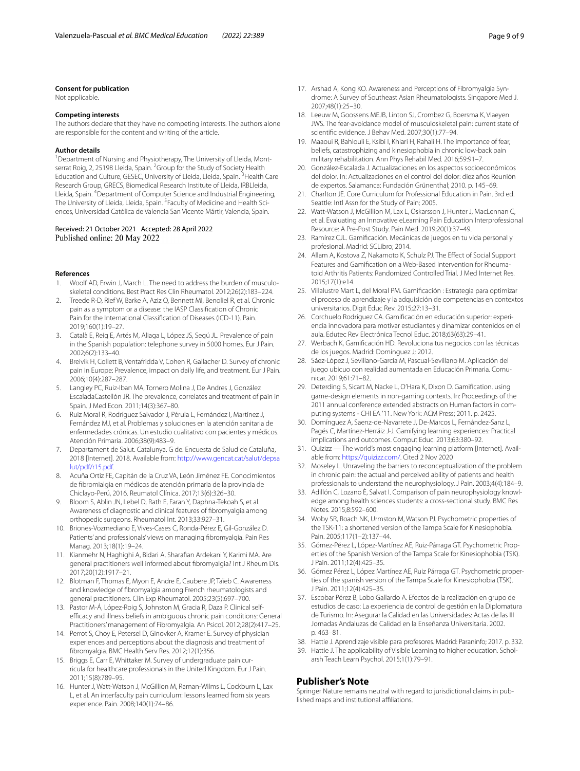#### Consent for publication

Not applicable.

#### Competing interests

The authors declare that they have no competing interests. The authors alone are responsible for the content and writing of the article.

#### Author details

[1]Department of Nursing and Physiotherapy, The University of Lleida, Montserrat Roig, 2, 25198 Lleida, Spain. [2]Group for the Study of Society Health Education and Culture, GESEC, University of Lleida, Lleida, Spain. [3]Health Care Research Group, GRECS, Biomedical Research Institute of Lleida, IRBLleida, Lleida, Spain. [4]Department of Computer Science and Industrial Engineering, The University of Lleida, Lleida, Spain. [5]Faculty of Medicine and Health Sciences, Universidad Católica de Valencia San Vicente Mártir, Valencia, Spain.

Received: 21 October 2021 Accepted: 28 April 2022
Published online: 20 May 2022

#### References

1. Woolf AD, Erwin J, March L. The need to address the burden of musculoskeletal conditions. Best Pract Res Clin Rheumatol. 2012;26(2):183–224.
2. Treede R-D, Rief W, Barke A, Aziz Q, Bennett MI, Benoliel R, et al. Chronic pain as a symptom or a disease: the IASP Classification of Chronic Pain for the International Classification of Diseases (ICD-11). Pain. 2019;160(1):19–27.
3. Català E, Reig E, Artés M, Aliaga L, López JS, Segú JL. Prevalence of pain in the Spanish population: telephone survey in 5000 homes. Eur J Pain. 2002;6(2):133–40.
4. Breivik H, Collett B, Ventafridda V, Cohen R, Gallacher D. Survey of chronic pain in Europe: Prevalence, impact on daily life, and treatment. Eur J Pain. 2006;10(4):287–287.
5. Langley PC, Ruiz-Iban MA, Tornero Molina J, De Andres J, González EscaladaCastellón JR. The prevalence, correlates and treatment of pain in Spain. J Med Econ. 2011;14(3):367–80.
6. Ruiz Moral R, Rodríguez Salvador J, Pérula L, Fernández I, Martínez J, Fernández MJ, et al. Problemas y soluciones en la atención sanitaria de enfermedades crónicas. Un estudio cualitativo con pacientes y médicos. Atención Primaria. 2006;38(9):483–9.
7. Departament de Salut. Catalunya. G de. Encuesta de Salud de Cataluña, 2018 [Internet]. 2018. Available from: http://www.gencat.cat/salut/depsalut/pdf/r15.pdf.
8. Acuña Ortiz FE, Capitán de la Cruz VA, León Jiménez FE. Conocimientos de fibromialgia en médicos de atención primaria de la provincia de Chiclayo-Perú, 2016. Reumatol Clínica. 2017;13(6):326–30.
9. Bloom S, Ablin JN, Lebel D, Rath E, Faran Y, Daphna-Tekoah S, et al. Awareness of diagnostic and clinical features of fibromyalgia among orthopedic surgeons. Rheumatol Int. 2013;33:927–31.
10. Briones-Vozmediano E, Vives-Cases C, Ronda-Pérez E, Gil-González D. Patients' and professionals' views on managing fibromyalgia. Pain Res Manag. 2013;18(1):19–24.
11. Kianmehr N, Haghighi A, Bidari A, Sharafian Ardekani Y, Karimi MA. Are general practitioners well informed about fibromyalgia? Int J Rheum Dis. 2017;20(12):1917–21.
12. Blotman F, Thomas E, Myon E, Andre E, Caubere JP, Taïeb C. Awareness and knowledge of fibromyalgia among French rheumatologists and general practitioners. Clin Exp Rheumatol. 2005;23(5):697–700.
13. Pastor M-Á, López-Roig S, Johnston M, Gracia R, Daza P. Clinical self-efficacy and illness beliefs in ambiguous chronic pain conditions: General Practitioners' management of Fibromyalgia. An Psicol. 2012;28(2):417–25.
14. Perrot S, Choy E, Petersel D, Ginovker A, Kramer E. Survey of physician experiences and perceptions about the diagnosis and treatment of fibromyalgia. BMC Health Serv Res. 2012;12(1):356.
15. Briggs E, Carr E, Whittaker M. Survey of undergraduate pain curricula for healthcare professionals in the United Kingdom. Eur J Pain. 2011;15(8):789–95.
16. Hunter J, Watt-Watson J, McGillion M, Raman-Wilms L, Cockburn L, Lax L, et al. An interfaculty pain curriculum: lessons learned from six years experience. Pain. 2008;140(1):74–86.
17. Arshad A, Kong KO. Awareness and Perceptions of Fibromyalgia Syndrome: A Survey of Southeast Asian Rheumatologists. Singapore Med J. 2007;48(1):25–30.
18. Leeuw M, Goossens MEJB, Linton SJ, Crombez G, Boersma K, Vlaeyen JWS. The fear-avoidance model of musculoskeletal pain: current state of scientific evidence. J Behav Med. 2007;30(1):77–94.
19. Maaoui R, Bahlouli E, Ksibi I, Khiari H, Rahali H. The importance of fear, beliefs, catastrophizing and kinesiophobia in chronic low-back pain military rehabilitation. Ann Phys Rehabil Med. 2016;59:91–7.
20. González-Escalada J. Actualizaciones en los aspectos socioeconómicos del dolor. In: Actualizaciones en el control del dolor: diez años Reunión de expertos. Salamanca: Fundación Grünenthal; 2010. p. 145–69.
21. Charlton JE. Core Curriculum for Professional Education in Pain. 3rd ed. Seattle: Intl Assn for the Study of Pain; 2005.
22. Watt-Watson J, McGillion M, Lax L, Oskarsson J, Hunter J, MacLennan C, et al. Evaluating an Innovative eLearning Pain Education Interprofessional Resource: A Pre-Post Study. Pain Med. 2019;20(1):37–49.
23. Ramírez CJL. Gamificación. Mecánicas de juegos en tu vida personal y profesional. Madrid: SCLibro; 2014.
24. Allam A, Kostova Z, Nakamoto K, Schulz PJ. The Effect of Social Support Features and Gamification on a Web-Based Intervention for Rheumatoid Arthritis Patients: Randomized Controlled Trial. J Med Internet Res. 2015;17(1):e14.
25. Villalustre Mart L, del Moral PM. Gamificación : Estrategia para optimizar el proceso de aprendizaje y la adquisición de competencias en contextos universitarios. Digit Educ Rev. 2015;27:13–31.
26. Corchuelo Rodriguez CA. Gamificación en educación superior: experiencia innovadora para motivar estudiantes y dinamizar contenidos en el aula. Edutec Rev Electrónica Tecnol Educ. 2018;63(63):29–41.
27. Werbach K, Gamificación HD. Revoluciona tus negocios con las técnicas de los juegos. Madrid: Domínguez J; 2012.
28. Sáez-López J, Sevillano-García M, Pascual-Sevillano M. Aplicación del juego ubicuo con realidad aumentada en Educación Primaria. Comunicar. 2019;61:71–82.
29. Deterding S, Sicart M, Nacke L, O'Hara K, Dixon D. Gamification. using game-design elements in non-gaming contexts. In: Proceedings of the 2011 annual conference extended abstracts on Human factors in computing systems - CHI EA '11. New York: ACM Press; 2011. p. 2425.
30. Domínguez A, Saenz-de-Navarrete J, De-Marcos L, Fernández-Sanz L, Pagés C, Martínez-Herráiz J-J. Gamifying learning experiences: Practical implications and outcomes. Comput Educ. 2013;63:380–92.
31. Quizizz — The world's most engaging learning platform [Internet]. Available from: https://quizizz.com/. Cited 2 Nov 2020
32. Moseley L. Unraveling the barriers to reconceptualization of the problem in chronic pain: the actual and perceived ability of patients and health professionals to understand the neurophysiology. J Pain. 2003;4(4):184–9.
33. Adillón C, Lozano È, Salvat I. Comparison of pain neurophysiology knowledge among health sciences students: a cross-sectional study. BMC Res Notes. 2015;8:592–600.
34. Woby SR, Roach NK, Urmston M, Watson PJ. Psychometric properties of the TSK-11: a shortened version of the Tampa Scale for Kinesiophobia. Pain. 2005;117(1–2):137–44.
35. Gómez-Pérez L, López-Martínez AE, Ruiz-Párraga GT. Psychometric Properties of the Spanish Version of the Tampa Scale for Kinesiophobia (TSK). J Pain. 2011;12(4):425–35.
36. Gómez Pérez L, López Martínez AE, Ruiz Párraga GT. Psychometric properties of the spanish version of the Tampa Scale for Kinesiophobia (TSK). J Pain. 2011;12(4):425–35.
37. Escobar Pérez B, Lobo Gallardo A. Efectos de la realización en grupo de estudios de caso: La experiencia de control de gestión en la Diplomatura de Turismo. In: Asegurar la Calidad en las Universidades: Actas de las III Jornadas Andaluzas de Calidad en la Enseñanza Universitaria. 2002. p. 463–81.
38. Hattie J. Aprendizaje visible para profesores. Madrid: Paraninfo; 2017. p. 332.
39. Hattie J. The applicability of Visible Learning to higher education. Scholarsh Teach Learn Psychol. 2015;1(1):79–91.

## Publisher's Note

Springer Nature remains neutral with regard to jurisdictional claims in published maps and institutional affiliations.